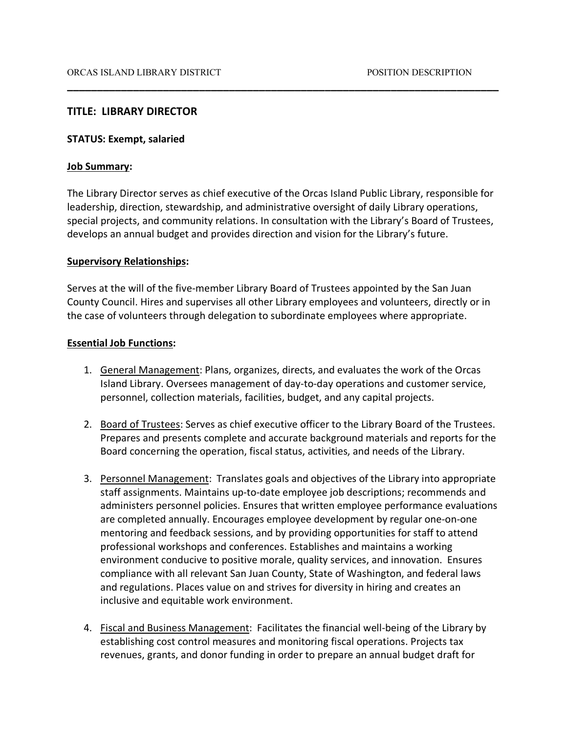ORCAS ISLAND LIBRARY DISTRICT POSITION DESCRIPTION

## TITLE: LIBRARY DIRECTOR

**STATUS: Exempt, salaried**

**Job Summary:**

The Library Director serves as chief executive of the Orcas Island Public Library, responsible for leadership, direction, stewardship, and administrative oversight of daily Library operations, special projects, and community relations. In consultation with the Library's Board of Trustees, develops an annual budget and provides direction and vision for the Library's future.

**Supervisory Relationships:**

Serves at the will of the five-member Library Board of Trustees appointed by the San Juan County Council. Hires and supervises all other Library employees and volunteers, directly or in the case of volunteers through delegation to subordinate employees where appropriate.

**Essential Job Functions:**

1. General Management: Plans, organizes, directs, and evaluates the work of the Orcas Island Library. Oversees management of day-to-day operations and customer service, personnel, collection materials, facilities, budget, and any capital projects.

2. Board of Trustees: Serves as chief executive officer to the Library Board of the Trustees. Prepares and presents complete and accurate background materials and reports for the Board concerning the operation, fiscal status, activities, and needs of the Library.

3. Personnel Management: Translates goals and objectives of the Library into appropriate staff assignments. Maintains up-to-date employee job descriptions; recommends and administers personnel policies. Ensures that written employee performance evaluations are completed annually. Encourages employee development by regular one-on-one mentoring and feedback sessions, and by providing opportunities for staff to attend professional workshops and conferences. Establishes and maintains a working environment conducive to positive morale, quality services, and innovation. Ensures compliance with all relevant San Juan County, State of Washington, and federal laws and regulations. Places value on and strives for diversity in hiring and creates an inclusive and equitable work environment.

4. Fiscal and Business Management: Facilitates the financial well-being of the Library by establishing cost control measures and monitoring fiscal operations. Projects tax revenues, grants, and donor funding in order to prepare an annual budget draft for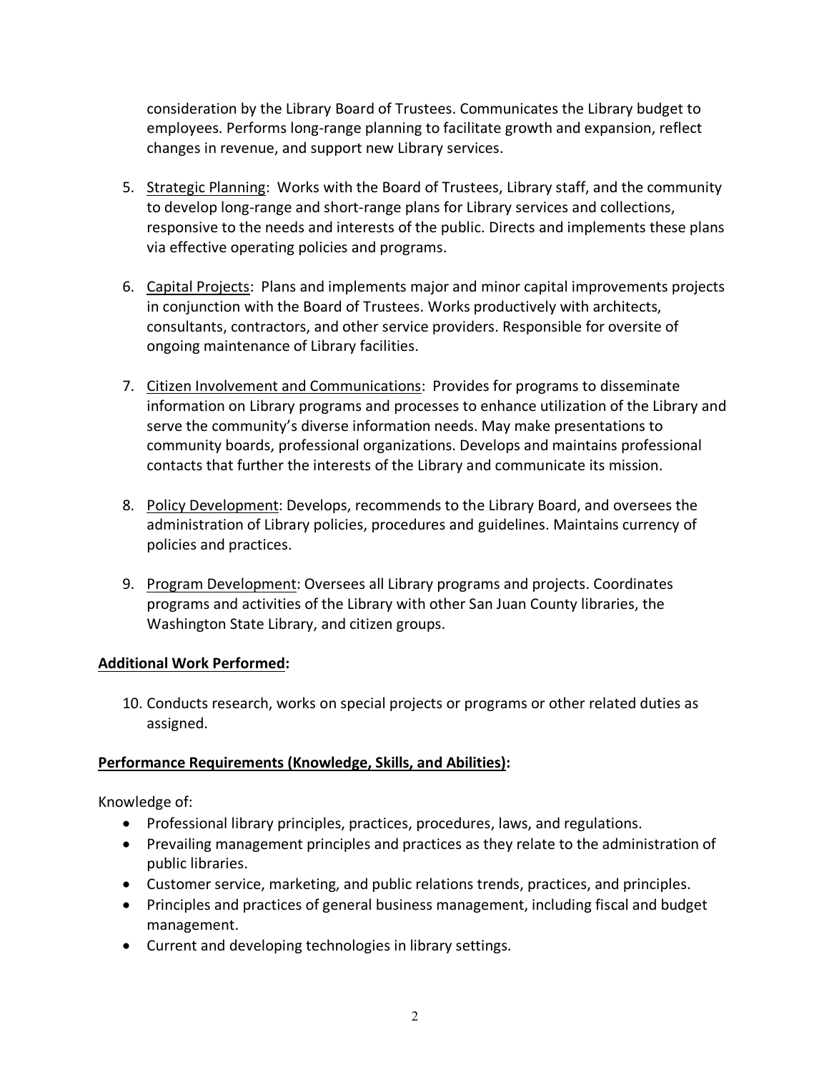consideration by the Library Board of Trustees. Communicates the Library budget to employees. Performs long-range planning to facilitate growth and expansion, reflect changes in revenue, and support new Library services.

5. Strategic Planning: Works with the Board of Trustees, Library staff, and the community to develop long-range and short-range plans for Library services and collections, responsive to the needs and interests of the public. Directs and implements these plans via effective operating policies and programs.

6. Capital Projects: Plans and implements major and minor capital improvements projects in conjunction with the Board of Trustees. Works productively with architects, consultants, contractors, and other service providers. Responsible for oversite of ongoing maintenance of Library facilities.

7. Citizen Involvement and Communications: Provides for programs to disseminate information on Library programs and processes to enhance utilization of the Library and serve the community's diverse information needs. May make presentations to community boards, professional organizations. Develops and maintains professional contacts that further the interests of the Library and communicate its mission.

8. Policy Development: Develops, recommends to the Library Board, and oversees the administration of Library policies, procedures and guidelines. Maintains currency of policies and practices.

9. Program Development: Oversees all Library programs and projects. Coordinates programs and activities of the Library with other San Juan County libraries, the Washington State Library, and citizen groups.

**Additional Work Performed:**

10. Conducts research, works on special projects or programs or other related duties as assigned.

**Performance Requirements (Knowledge, Skills, and Abilities):**

Knowledge of:

- Professional library principles, practices, procedures, laws, and regulations.
- Prevailing management principles and practices as they relate to the administration of public libraries.
- Customer service, marketing, and public relations trends, practices, and principles.
- Principles and practices of general business management, including fiscal and budget management.
- Current and developing technologies in library settings.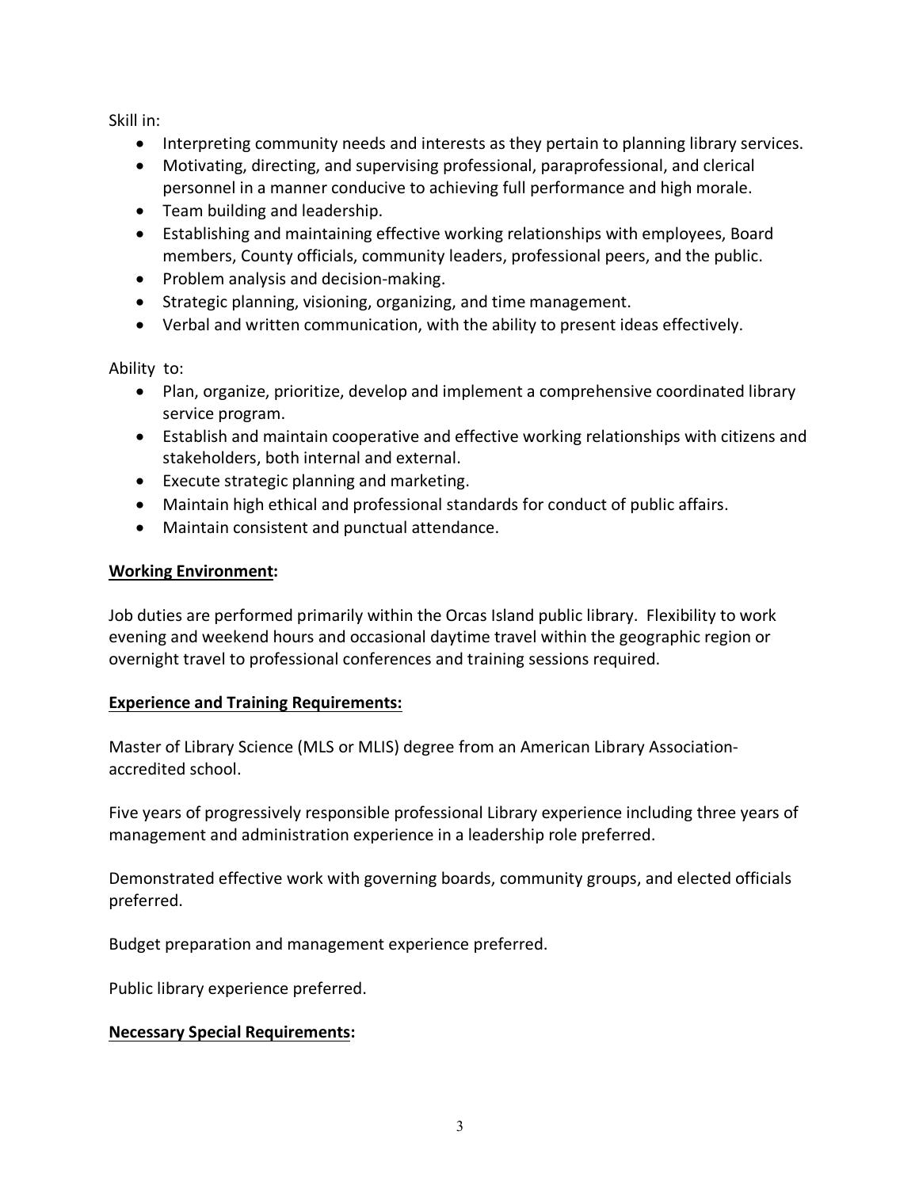Skill in:

- Interpreting community needs and interests as they pertain to planning library services.
- Motivating, directing, and supervising professional, paraprofessional, and clerical personnel in a manner conducive to achieving full performance and high morale.
- Team building and leadership.
- Establishing and maintaining effective working relationships with employees, Board members, County officials, community leaders, professional peers, and the public.
- Problem analysis and decision-making.
- Strategic planning, visioning, organizing, and time management.
- Verbal and written communication, with the ability to present ideas effectively.

Ability to:

- Plan, organize, prioritize, develop and implement a comprehensive coordinated library service program.
- Establish and maintain cooperative and effective working relationships with citizens and stakeholders, both internal and external.
- Execute strategic planning and marketing.
- Maintain high ethical and professional standards for conduct of public affairs.
- Maintain consistent and punctual attendance.

**Working Environment:**

Job duties are performed primarily within the Orcas Island public library. Flexibility to work evening and weekend hours and occasional daytime travel within the geographic region or overnight travel to professional conferences and training sessions required.

**Experience and Training Requirements:**

Master of Library Science (MLS or MLIS) degree from an American Library Association-accredited school.

Five years of progressively responsible professional Library experience including three years of management and administration experience in a leadership role preferred.

Demonstrated effective work with governing boards, community groups, and elected officials preferred.

Budget preparation and management experience preferred.

Public library experience preferred.

**Necessary Special Requirements:**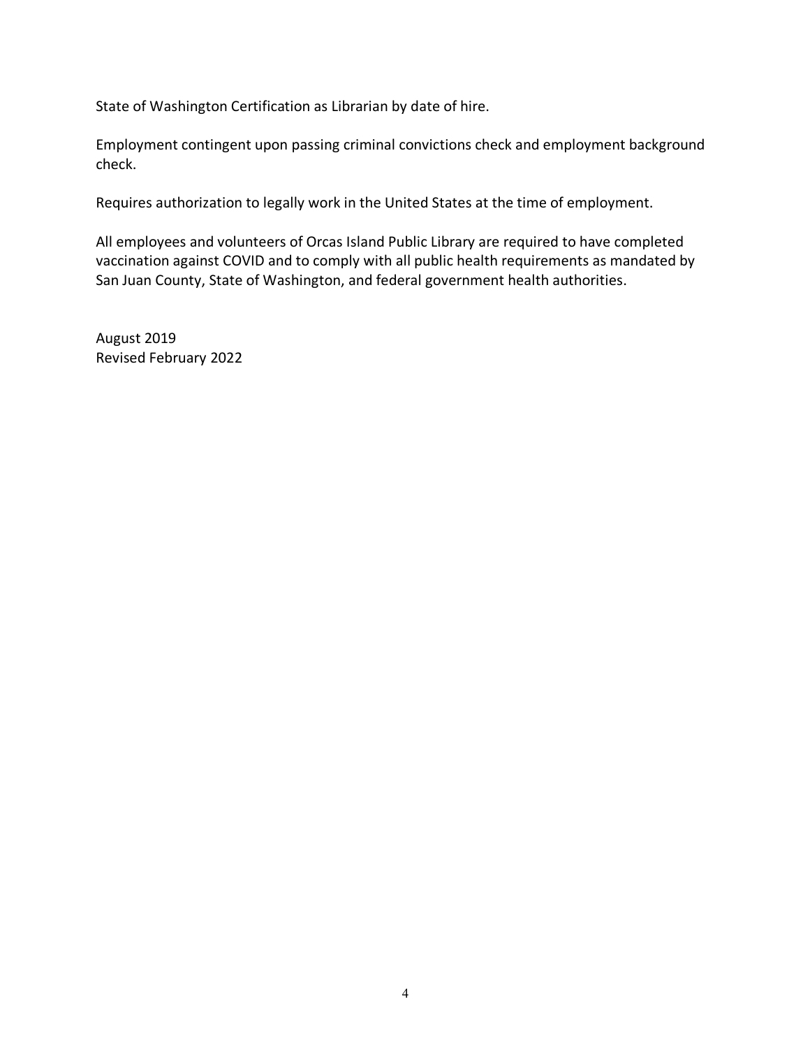State of Washington Certification as Librarian by date of hire.

Employment contingent upon passing criminal convictions check and employment background check.

Requires authorization to legally work in the United States at the time of employment.

All employees and volunteers of Orcas Island Public Library are required to have completed vaccination against COVID and to comply with all public health requirements as mandated by San Juan County, State of Washington, and federal government health authorities.

August 2019
Revised February 2022